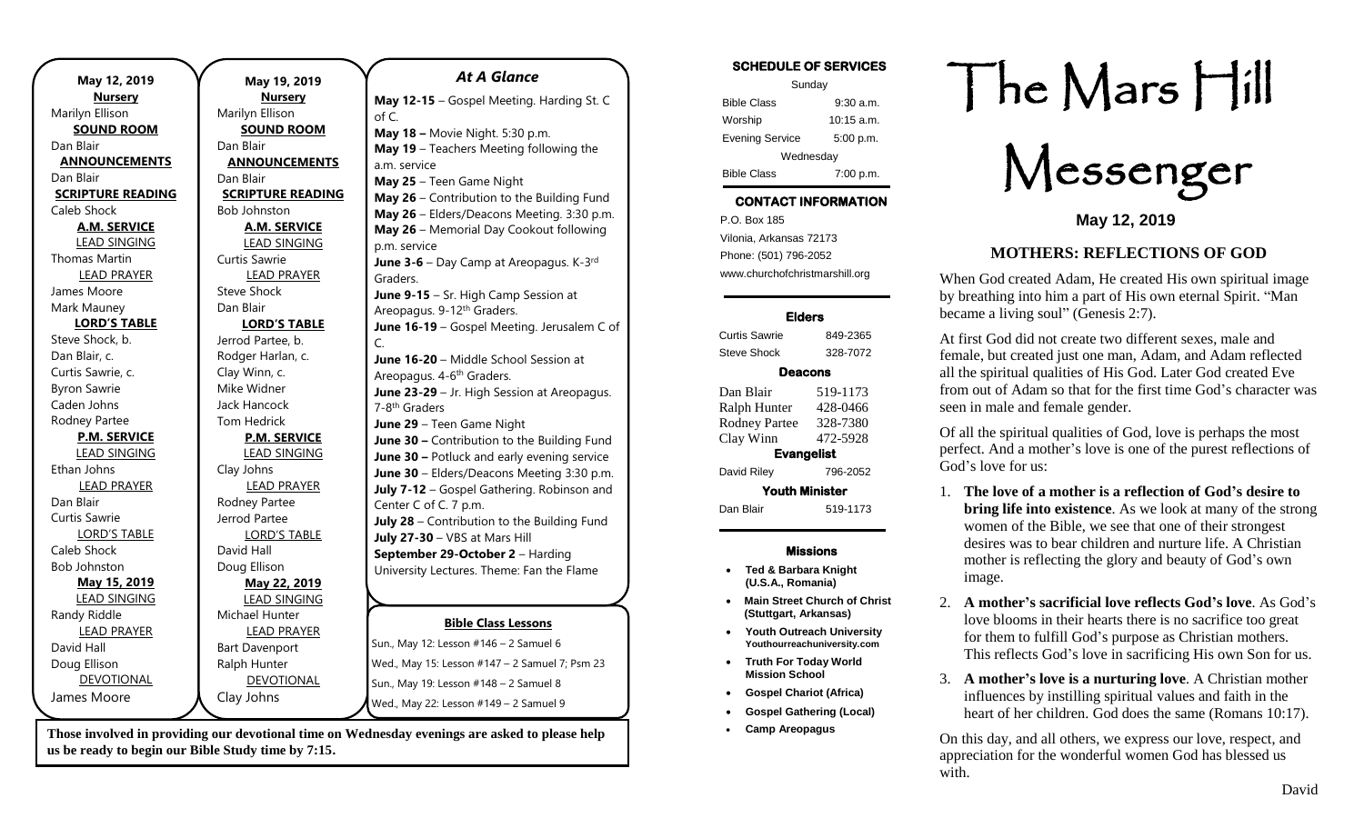**May 12, 2019**

**Nursery**
Marilyn Ellison

**SOUND ROOM**
Dan Blair

**ANNOUNCEMENTS**
Dan Blair

**SCRIPTURE READING**
Caleb Shock

**A.M. SERVICE**

LEAD SINGING
Thomas Martin

LEAD PRAYER
James Moore
Mark Mauney

**LORD'S TABLE**
Steve Shock, b.
Dan Blair, c.
Curtis Sawrie, c.
Byron Sawrie
Caden Johns
Rodney Partee

**P.M. SERVICE**

LEAD SINGING
Ethan Johns

LEAD PRAYER
Dan Blair
Curtis Sawrie

LORD'S TABLE
Caleb Shock
Bob Johnston

**May 15, 2019**

LEAD SINGING
Randy Riddle

LEAD PRAYER
David Hall
Doug Ellison

DEVOTIONAL
James Moore

**May 19, 2019**

**Nursery**
Marilyn Ellison

**SOUND ROOM**
Dan Blair

**ANNOUNCEMENTS**
Dan Blair

**SCRIPTURE READING**
Bob Johnston

**A.M. SERVICE**

LEAD SINGING
Curtis Sawrie

LEAD PRAYER
Steve Shock
Dan Blair

**LORD'S TABLE**
Jerrod Partee, b.
Rodger Harlan, c.
Clay Winn, c.
Mike Widner
Jack Hancock
Tom Hedrick

**P.M. SERVICE**

LEAD SINGING
Clay Johns

LEAD PRAYER
Rodney Partee
Jerrod Partee

LORD'S TABLE
David Hall
Doug Ellison

**May 22, 2019**

LEAD SINGING
Michael Hunter

LEAD PRAYER
Bart Davenport
Ralph Hunter

DEVOTIONAL
Clay Johns

## *At A Glance*

**May 12-15** – Gospel Meeting. Harding St. C of C.
**May 18 –** Movie Night. 5:30 p.m.
**May 19** – Teachers Meeting following the a.m. service
**May 25** – Teen Game Night
**May 26** – Contribution to the Building Fund
**May 26** – Elders/Deacons Meeting. 3:30 p.m.
**May 26** – Memorial Day Cookout following p.m. service
**June 3-6** – Day Camp at Areopagus. K-3rd Graders.
**June 9-15** – Sr. High Camp Session at Areopagus. 9-12th Graders.
**June 16-19** – Gospel Meeting. Jerusalem C of C.
**June 16-20** – Middle School Session at Areopagus. 4-6th Graders.
**June 23-29** – Jr. High Session at Areopagus. 7-8th Graders
**June 29** – Teen Game Night
**June 30 –** Contribution to the Building Fund
**June 30 –** Potluck and early evening service
**June 30** – Elders/Deacons Meeting 3:30 p.m.
**July 7-12** – Gospel Gathering. Robinson and Center C of C. 7 p.m.
**July 28** – Contribution to the Building Fund
**July 27-30** – VBS at Mars Hill
**September 29-October 2** – Harding University Lectures. Theme: Fan the Flame

**Bible Class Lessons**

Sun., May 12: Lesson #146 – 2 Samuel 6
Wed., May 15: Lesson #147 – 2 Samuel 7; Psm 23
Sun., May 19: Lesson #148 – 2 Samuel 8
Wed., May 22: Lesson #149 – 2 Samuel 9

**Those involved in providing our devotional time on Wednesday evenings are asked to please help us be ready to begin our Bible Study time by 7:15.**

**SCHEDULE OF SERVICES**

| | |
|---|---|
| Sunday | |
| Bible Class | 9:30 a.m. |
| Worship | 10:15 a.m. |
| Evening Service | 5:00 p.m. |
| Wednesday | |
| Bible Class | 7:00 p.m. |

**CONTACT INFORMATION**

P.O. Box 185
Vilonia, Arkansas 72173
Phone: (501) 796-2052
www.churchofchristmarshill.org

**Elders**

| | |
|---|---|
| Curtis Sawrie | 849-2365 |
| Steve Shock | 328-7072 |

**Deacons**

| | |
|---|---|
| Dan Blair | 519-1173 |
| Ralph Hunter | 428-0466 |
| Rodney Partee | 328-7380 |
| Clay Winn | 472-5928 |

**Evangelist**

| | |
|---|---|
| David Riley | 796-2052 |

**Youth Minister**

| | |
|---|---|
| Dan Blair | 519-1173 |

**Missions**

- **Ted & Barbara Knight (U.S.A., Romania)**
- **Main Street Church of Christ (Stuttgart, Arkansas)**
- **Youth Outreach University Youthourreachuniversity.com**
- **Truth For Today World Mission School**
- **Gospel Chariot (Africa)**
- **Gospel Gathering (Local)**
- **Camp Areopagus**

# The Mars Hill Messenger

**May 12, 2019**

## MOTHERS: REFLECTIONS OF GOD

When God created Adam, He created His own spiritual image by breathing into him a part of His own eternal Spirit. "Man became a living soul" (Genesis 2:7).

At first God did not create two different sexes, male and female, but created just one man, Adam, and Adam reflected all the spiritual qualities of His God. Later God created Eve from out of Adam so that for the first time God's character was seen in male and female gender.

Of all the spiritual qualities of God, love is perhaps the most perfect. And a mother's love is one of the purest reflections of God's love for us:

1. **The love of a mother is a reflection of God's desire to bring life into existence**. As we look at many of the strong women of the Bible, we see that one of their strongest desires was to bear children and nurture life. A Christian mother is reflecting the glory and beauty of God's own image.
2. **A mother's sacrificial love reflects God's love**. As God's love blooms in their hearts there is no sacrifice too great for them to fulfill God's purpose as Christian mothers. This reflects God's love in sacrificing His own Son for us.
3. **A mother's love is a nurturing love**. A Christian mother influences by instilling spiritual values and faith in the heart of her children. God does the same (Romans 10:17).

On this day, and all others, we express our love, respect, and appreciation for the wonderful women God has blessed us with.

David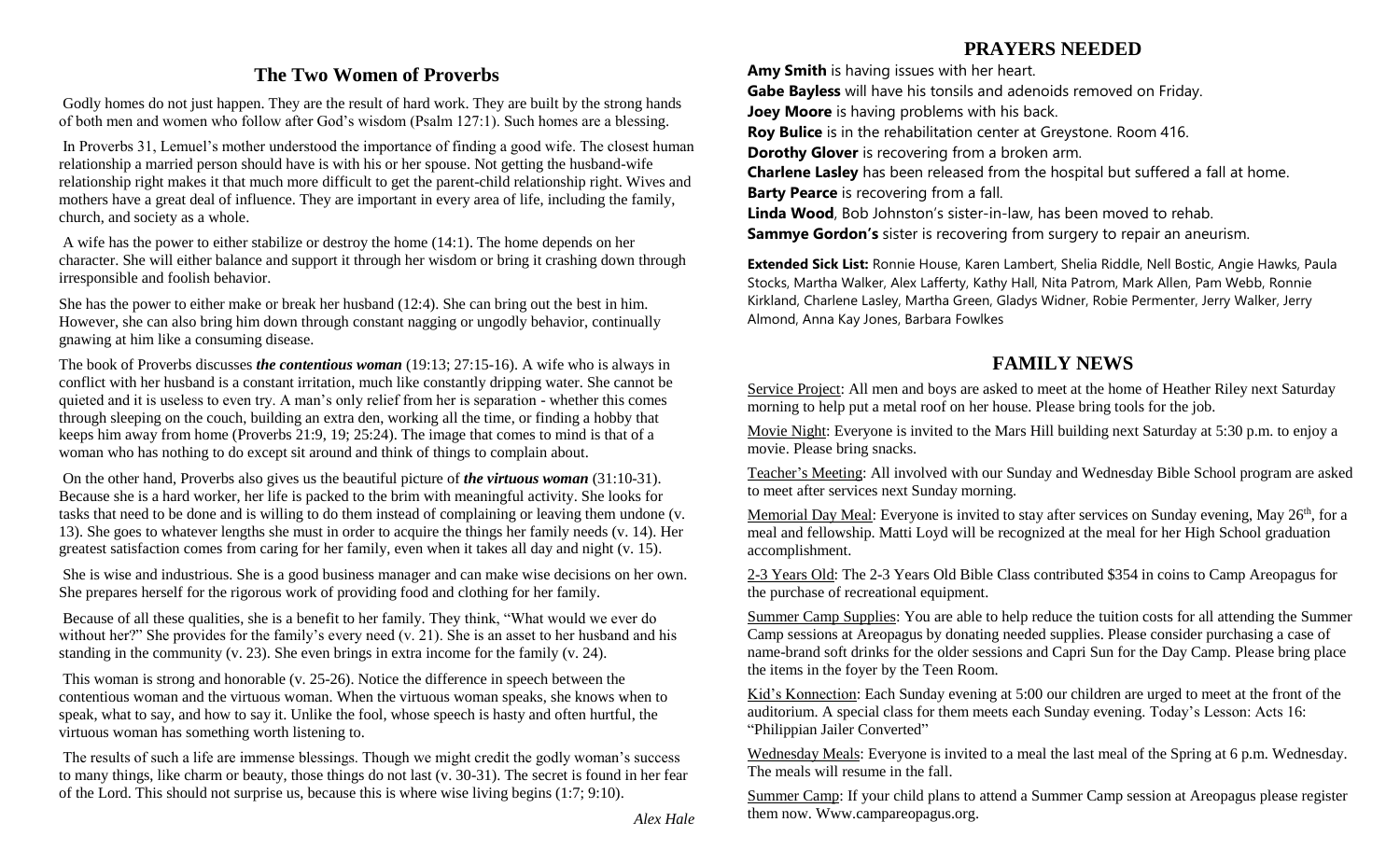## The Two Women of Proverbs

Godly homes do not just happen. They are the result of hard work. They are built by the strong hands of both men and women who follow after God's wisdom (Psalm 127:1). Such homes are a blessing.

In Proverbs 31, Lemuel's mother understood the importance of finding a good wife. The closest human relationship a married person should have is with his or her spouse. Not getting the husband-wife relationship right makes it that much more difficult to get the parent-child relationship right. Wives and mothers have a great deal of influence. They are important in every area of life, including the family, church, and society as a whole.

A wife has the power to either stabilize or destroy the home (14:1). The home depends on her character. She will either balance and support it through her wisdom or bring it crashing down through irresponsible and foolish behavior.

She has the power to either make or break her husband (12:4). She can bring out the best in him. However, she can also bring him down through constant nagging or ungodly behavior, continually gnawing at him like a consuming disease.

The book of Proverbs discusses ***the contentious woman*** (19:13; 27:15-16). A wife who is always in conflict with her husband is a constant irritation, much like constantly dripping water. She cannot be quieted and it is useless to even try. A man's only relief from her is separation - whether this comes through sleeping on the couch, building an extra den, working all the time, or finding a hobby that keeps him away from home (Proverbs 21:9, 19; 25:24). The image that comes to mind is that of a woman who has nothing to do except sit around and think of things to complain about.

On the other hand, Proverbs also gives us the beautiful picture of ***the virtuous woman*** (31:10-31). Because she is a hard worker, her life is packed to the brim with meaningful activity. She looks for tasks that need to be done and is willing to do them instead of complaining or leaving them undone (v. 13). She goes to whatever lengths she must in order to acquire the things her family needs (v. 14). Her greatest satisfaction comes from caring for her family, even when it takes all day and night (v. 15).

She is wise and industrious. She is a good business manager and can make wise decisions on her own. She prepares herself for the rigorous work of providing food and clothing for her family.

Because of all these qualities, she is a benefit to her family. They think, "What would we ever do without her?" She provides for the family's every need (v. 21). She is an asset to her husband and his standing in the community (v. 23). She even brings in extra income for the family (v. 24).

This woman is strong and honorable (v. 25-26). Notice the difference in speech between the contentious woman and the virtuous woman. When the virtuous woman speaks, she knows when to speak, what to say, and how to say it. Unlike the fool, whose speech is hasty and often hurtful, the virtuous woman has something worth listening to.

The results of such a life are immense blessings. Though we might credit the godly woman's success to many things, like charm or beauty, those things do not last (v. 30-31). The secret is found in her fear of the Lord. This should not surprise us, because this is where wise living begins (1:7; 9:10).

*Alex Hale*

## PRAYERS NEEDED

**Amy Smith** is having issues with her heart.
**Gabe Bayless** will have his tonsils and adenoids removed on Friday.
**Joey Moore** is having problems with his back.
**Roy Bulice** is in the rehabilitation center at Greystone. Room 416.
**Dorothy Glover** is recovering from a broken arm.
**Charlene Lasley** has been released from the hospital but suffered a fall at home.
**Barty Pearce** is recovering from a fall.
**Linda Wood**, Bob Johnston's sister-in-law, has been moved to rehab.
**Sammye Gordon's** sister is recovering from surgery to repair an aneurism.

**Extended Sick List:** Ronnie House, Karen Lambert, Shelia Riddle, Nell Bostic, Angie Hawks, Paula Stocks, Martha Walker, Alex Lafferty, Kathy Hall, Nita Patrom, Mark Allen, Pam Webb, Ronnie Kirkland, Charlene Lasley, Martha Green, Gladys Widner, Robie Permenter, Jerry Walker, Jerry Almond, Anna Kay Jones, Barbara Fowlkes

## FAMILY NEWS

Service Project: All men and boys are asked to meet at the home of Heather Riley next Saturday morning to help put a metal roof on her house. Please bring tools for the job.

Movie Night: Everyone is invited to the Mars Hill building next Saturday at 5:30 p.m. to enjoy a movie. Please bring snacks.

Teacher's Meeting: All involved with our Sunday and Wednesday Bible School program are asked to meet after services next Sunday morning.

Memorial Day Meal: Everyone is invited to stay after services on Sunday evening, May 26th, for a meal and fellowship. Matti Loyd will be recognized at the meal for her High School graduation accomplishment.

2-3 Years Old: The 2-3 Years Old Bible Class contributed $354 in coins to Camp Areopagus for the purchase of recreational equipment.

Summer Camp Supplies: You are able to help reduce the tuition costs for all attending the Summer Camp sessions at Areopagus by donating needed supplies. Please consider purchasing a case of name-brand soft drinks for the older sessions and Capri Sun for the Day Camp. Please bring place the items in the foyer by the Teen Room.

Kid's Konnection: Each Sunday evening at 5:00 our children are urged to meet at the front of the auditorium. A special class for them meets each Sunday evening. Today's Lesson: Acts 16: "Philippian Jailer Converted"

Wednesday Meals: Everyone is invited to a meal the last meal of the Spring at 6 p.m. Wednesday. The meals will resume in the fall.

Summer Camp: If your child plans to attend a Summer Camp session at Areopagus please register them now. Www.campareopagus.org.